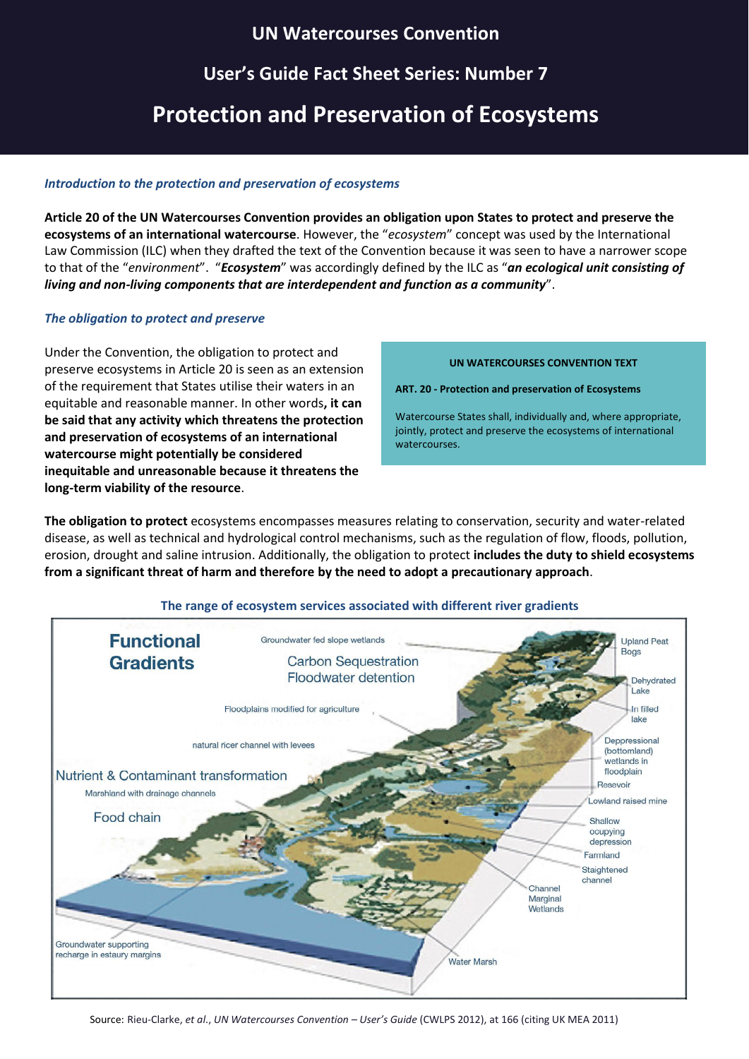# UN Watercourses Convention

## User's Guide Fact Sheet Series: Number 7

# Protection and Preservation of Ecosystems

### *Introduction to the protection and preservation of ecosystems*

**Article 20 of the UN Watercourses Convention provides an obligation upon States to protect and preserve the ecosystems of an international watercourse**. However, the "*ecosystem*" concept was used by the International Law Commission (ILC) when they drafted the text of the Convention because it was seen to have a narrower scope to that of the "*environment*". "***Ecosystem***" was accordingly defined by the ILC as "***an ecological unit consisting of living and non-living components that are interdependent and function as a community***".

### *The obligation to protect and preserve*

Under the Convention, the obligation to protect and preserve ecosystems in Article 20 is seen as an extension of the requirement that States utilise their waters in an equitable and reasonable manner. In other words**, it can be said that any activity which threatens the protection and preservation of ecosystems of an international watercourse might potentially be considered inequitable and unreasonable because it threatens the long-term viability of the resource**.

> **UN WATERCOURSES CONVENTION TEXT**
>
> **ART. 20 - Protection and preservation of Ecosystems**
>
> Watercourse States shall, individually and, where appropriate, jointly, protect and preserve the ecosystems of international watercourses.

**The obligation to protect** ecosystems encompasses measures relating to conservation, security and water-related disease, as well as technical and hydrological control mechanisms, such as the regulation of flow, floods, pollution, erosion, drought and saline intrusion. Additionally, the obligation to protect **includes the duty to shield ecosystems from a significant threat of harm and therefore by the need to adopt a precautionary approach**.

**The range of ecosystem services associated with different river gradients**

Functional Gradients

Groundwater fed slope wetlands; Carbon Sequestration; Floodwater detention; Floodplains modified for agriculture; natural ricer channel with levees; Nutrient & Contaminant transformation; Marshland with drainage channels; Food chain; Groundwater supporting recharge in estaury margins; Water Marsh; Channel Marginal Wetlands; Staightened channel; Farmland; Shallow ocupying depression; Lowland raised mine; Resevoir; Deppressional (bottomland) wetlands in floodplain; In filled lake; Dehydrated Lake; Upland Peat Bogs

Source: Rieu-Clarke, *et al.*, *UN Watercourses Convention – User's Guide* (CWLPS 2012), at 166 (citing UK MEA 2011)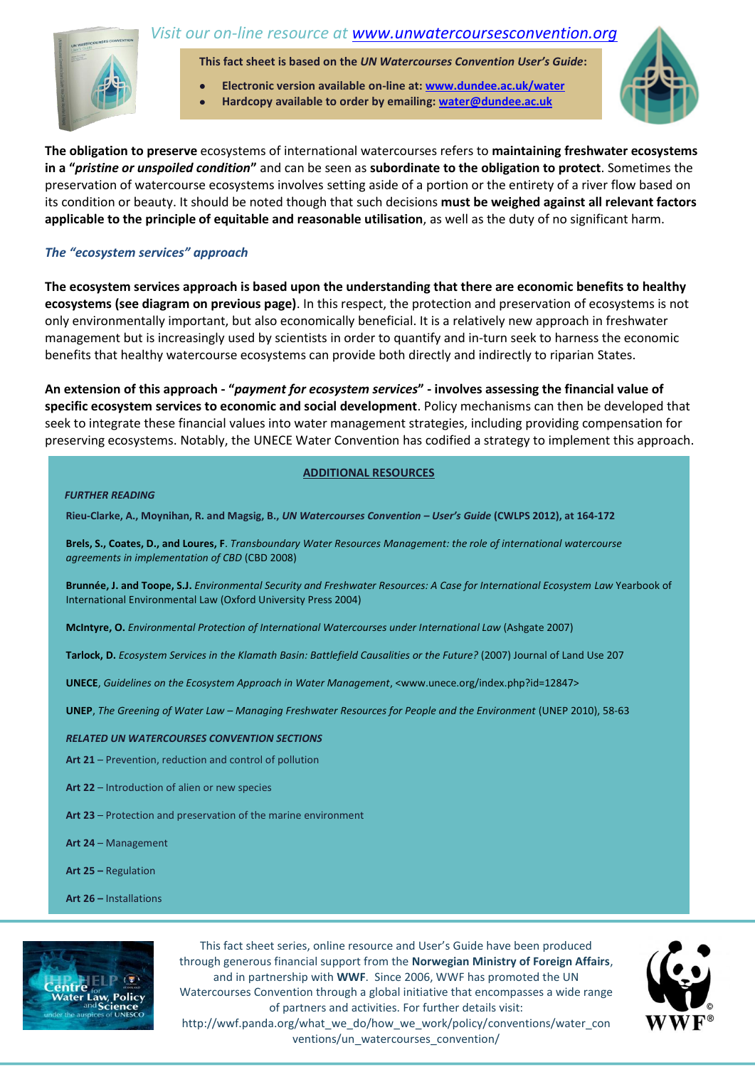*Visit our on-line resource at [www.unwatercoursesconvention.org](http://www.unwatercoursesconvention.org)*

**This fact sheet is based on the *UN Watercourses Convention User's Guide*:**

- **Electronic version available on-line at: [www.dundee.ac.uk/water](http://www.dundee.ac.uk/water)**
- **Hardcopy available to order by emailing: [water@dundee.ac.uk](mailto:water@dundee.ac.uk)**

**The obligation to preserve** ecosystems of international watercourses refers to **maintaining freshwater ecosystems in a "*pristine or unspoiled condition*"** and can be seen as **subordinate to the obligation to protect**. Sometimes the preservation of watercourse ecosystems involves setting aside of a portion or the entirety of a river flow based on its condition or beauty. It should be noted though that such decisions **must be weighed against all relevant factors applicable to the principle of equitable and reasonable utilisation**, as well as the duty of no significant harm.

### *The "ecosystem services" approach*

**The ecosystem services approach is based upon the understanding that there are economic benefits to healthy ecosystems (see diagram on previous page)**. In this respect, the protection and preservation of ecosystems is not only environmentally important, but also economically beneficial. It is a relatively new approach in freshwater management but is increasingly used by scientists in order to quantify and in-turn seek to harness the economic benefits that healthy watercourse ecosystems can provide both directly and indirectly to riparian States.

**An extension of this approach - "*payment for ecosystem services*" - involves assessing the financial value of specific ecosystem services to economic and social development**. Policy mechanisms can then be developed that seek to integrate these financial values into water management strategies, including providing compensation for preserving ecosystems. Notably, the UNECE Water Convention has codified a strategy to implement this approach.

## ADDITIONAL RESOURCES

### *FURTHER READING*

**Rieu-Clarke, A., Moynihan, R. and Magsig, B.,** ***UN Watercourses Convention – User's Guide*** **(CWLPS 2012), at 164-172**

**Brels, S., Coates, D., and Loures, F**. *Transboundary Water Resources Management: the role of international watercourse agreements in implementation of CBD* (CBD 2008)

**Brunnée, J. and Toope, S.J.** *Environmental Security and Freshwater Resources: A Case for International Ecosystem Law* Yearbook of International Environmental Law (Oxford University Press 2004)

**McIntyre, O.** *Environmental Protection of International Watercourses under International Law* (Ashgate 2007)

**Tarlock, D.** *Ecosystem Services in the Klamath Basin: Battlefield Causalities or the Future?* (2007) Journal of Land Use 207

**UNECE**, *Guidelines on the Ecosystem Approach in Water Management*, <www.unece.org/index.php?id=12847>

**UNEP**, *The Greening of Water Law – Managing Freshwater Resources for People and the Environment* (UNEP 2010), 58-63

### *RELATED UN WATERCOURSES CONVENTION SECTIONS*

**Art 21** – Prevention, reduction and control of pollution

**Art 22** – Introduction of alien or new species

**Art 23** – Protection and preservation of the marine environment

**Art 24** – Management

**Art 25 –** Regulation

**Art 26 –** Installations

This fact sheet series, online resource and User's Guide have been produced through generous financial support from the **Norwegian Ministry of Foreign Affairs**, and in partnership with **WWF**. Since 2006, WWF has promoted the UN Watercourses Convention through a global initiative that encompasses a wide range of partners and activities. For further details visit: http://wwf.panda.org/what_we_do/how_we_work/policy/conventions/water_conventions/un_watercourses_convention/